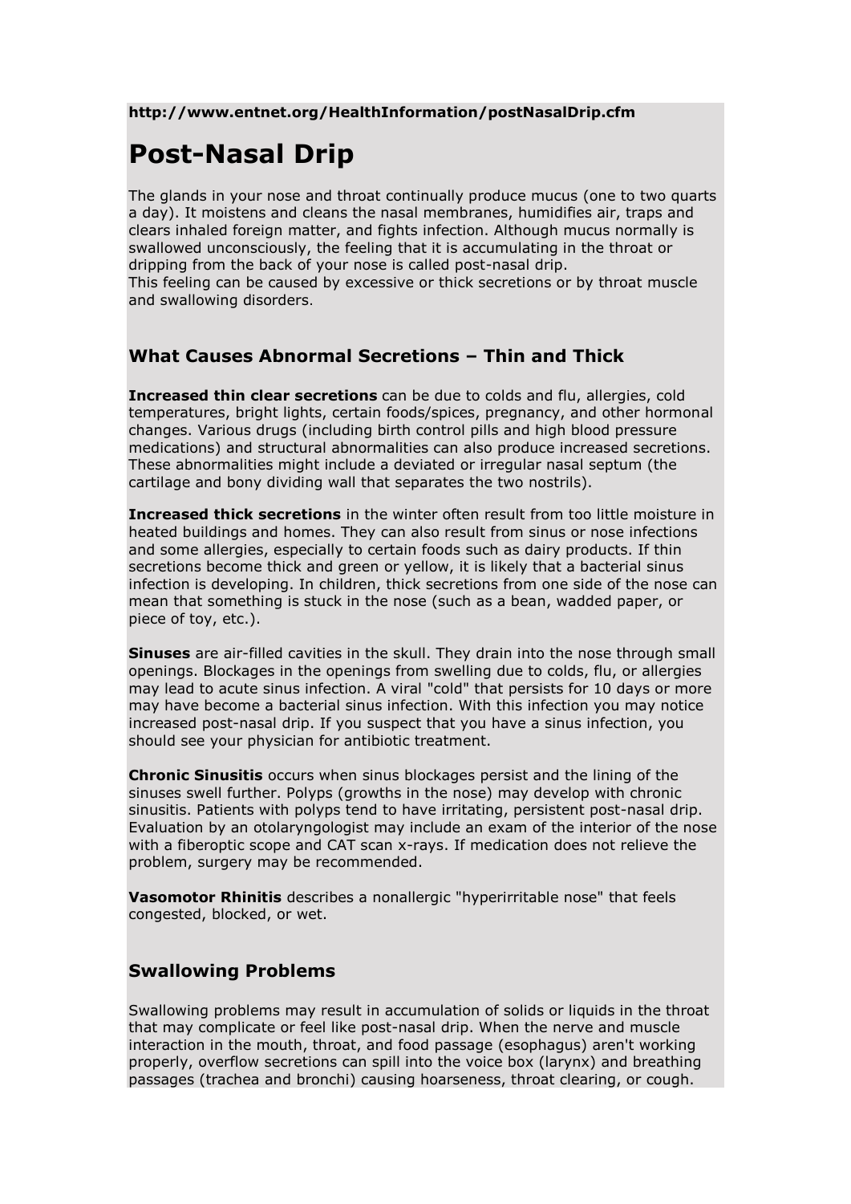**http://www.entnet.org/HealthInformation/postNasalDrip.cfm**

# Post-Nasal Drip

The glands in your nose and throat continually produce mucus (one to two quarts a day). It moistens and cleans the nasal membranes, humidifies air, traps and clears inhaled foreign matter, and fights infection. Although mucus normally is swallowed unconsciously, the feeling that it is accumulating in the throat or dripping from the back of your nose is called post-nasal drip.
This feeling can be caused by excessive or thick secretions or by throat muscle and swallowing disorders.

## What Causes Abnormal Secretions – Thin and Thick

**Increased thin clear secretions** can be due to colds and flu, allergies, cold temperatures, bright lights, certain foods/spices, pregnancy, and other hormonal changes. Various drugs (including birth control pills and high blood pressure medications) and structural abnormalities can also produce increased secretions. These abnormalities might include a deviated or irregular nasal septum (the cartilage and bony dividing wall that separates the two nostrils).

**Increased thick secretions** in the winter often result from too little moisture in heated buildings and homes. They can also result from sinus or nose infections and some allergies, especially to certain foods such as dairy products. If thin secretions become thick and green or yellow, it is likely that a bacterial sinus infection is developing. In children, thick secretions from one side of the nose can mean that something is stuck in the nose (such as a bean, wadded paper, or piece of toy, etc.).

**Sinuses** are air-filled cavities in the skull. They drain into the nose through small openings. Blockages in the openings from swelling due to colds, flu, or allergies may lead to acute sinus infection. A viral "cold" that persists for 10 days or more may have become a bacterial sinus infection. With this infection you may notice increased post-nasal drip. If you suspect that you have a sinus infection, you should see your physician for antibiotic treatment.

**Chronic Sinusitis** occurs when sinus blockages persist and the lining of the sinuses swell further. Polyps (growths in the nose) may develop with chronic sinusitis. Patients with polyps tend to have irritating, persistent post-nasal drip. Evaluation by an otolaryngologist may include an exam of the interior of the nose with a fiberoptic scope and CAT scan x-rays. If medication does not relieve the problem, surgery may be recommended.

**Vasomotor Rhinitis** describes a nonallergic "hyperirritable nose" that feels congested, blocked, or wet.

## Swallowing Problems

Swallowing problems may result in accumulation of solids or liquids in the throat that may complicate or feel like post-nasal drip. When the nerve and muscle interaction in the mouth, throat, and food passage (esophagus) aren't working properly, overflow secretions can spill into the voice box (larynx) and breathing passages (trachea and bronchi) causing hoarseness, throat clearing, or cough.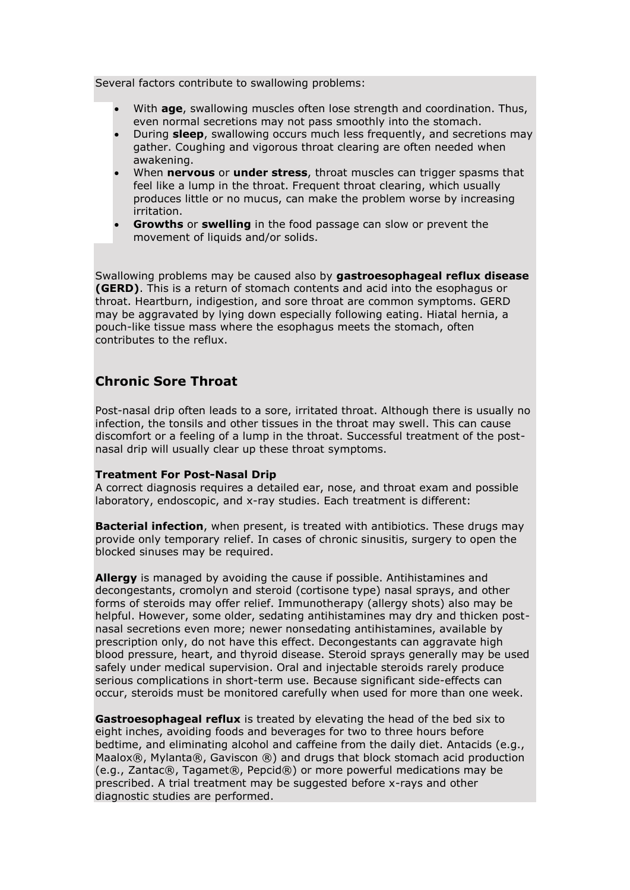Several factors contribute to swallowing problems:

- With **age**, swallowing muscles often lose strength and coordination. Thus, even normal secretions may not pass smoothly into the stomach.
- During **sleep**, swallowing occurs much less frequently, and secretions may gather. Coughing and vigorous throat clearing are often needed when awakening.
- When **nervous** or **under stress**, throat muscles can trigger spasms that feel like a lump in the throat. Frequent throat clearing, which usually produces little or no mucus, can make the problem worse by increasing irritation.
- **Growths** or **swelling** in the food passage can slow or prevent the movement of liquids and/or solids.

Swallowing problems may be caused also by **gastroesophageal reflux disease (GERD)**. This is a return of stomach contents and acid into the esophagus or throat. Heartburn, indigestion, and sore throat are common symptoms. GERD may be aggravated by lying down especially following eating. Hiatal hernia, a pouch-like tissue mass where the esophagus meets the stomach, often contributes to the reflux.

## Chronic Sore Throat

Post-nasal drip often leads to a sore, irritated throat. Although there is usually no infection, the tonsils and other tissues in the throat may swell. This can cause discomfort or a feeling of a lump in the throat. Successful treatment of the post-nasal drip will usually clear up these throat symptoms.

**Treatment For Post-Nasal Drip**
A correct diagnosis requires a detailed ear, nose, and throat exam and possible laboratory, endoscopic, and x-ray studies. Each treatment is different:

**Bacterial infection**, when present, is treated with antibiotics. These drugs may provide only temporary relief. In cases of chronic sinusitis, surgery to open the blocked sinuses may be required.

**Allergy** is managed by avoiding the cause if possible. Antihistamines and decongestants, cromolyn and steroid (cortisone type) nasal sprays, and other forms of steroids may offer relief. Immunotherapy (allergy shots) also may be helpful. However, some older, sedating antihistamines may dry and thicken post-nasal secretions even more; newer nonsedating antihistamines, available by prescription only, do not have this effect. Decongestants can aggravate high blood pressure, heart, and thyroid disease. Steroid sprays generally may be used safely under medical supervision. Oral and injectable steroids rarely produce serious complications in short-term use. Because significant side-effects can occur, steroids must be monitored carefully when used for more than one week.

**Gastroesophageal reflux** is treated by elevating the head of the bed six to eight inches, avoiding foods and beverages for two to three hours before bedtime, and eliminating alcohol and caffeine from the daily diet. Antacids (e.g., Maalox®, Mylanta®, Gaviscon ®) and drugs that block stomach acid production (e.g., Zantac®, Tagamet®, Pepcid®) or more powerful medications may be prescribed. A trial treatment may be suggested before x-rays and other diagnostic studies are performed.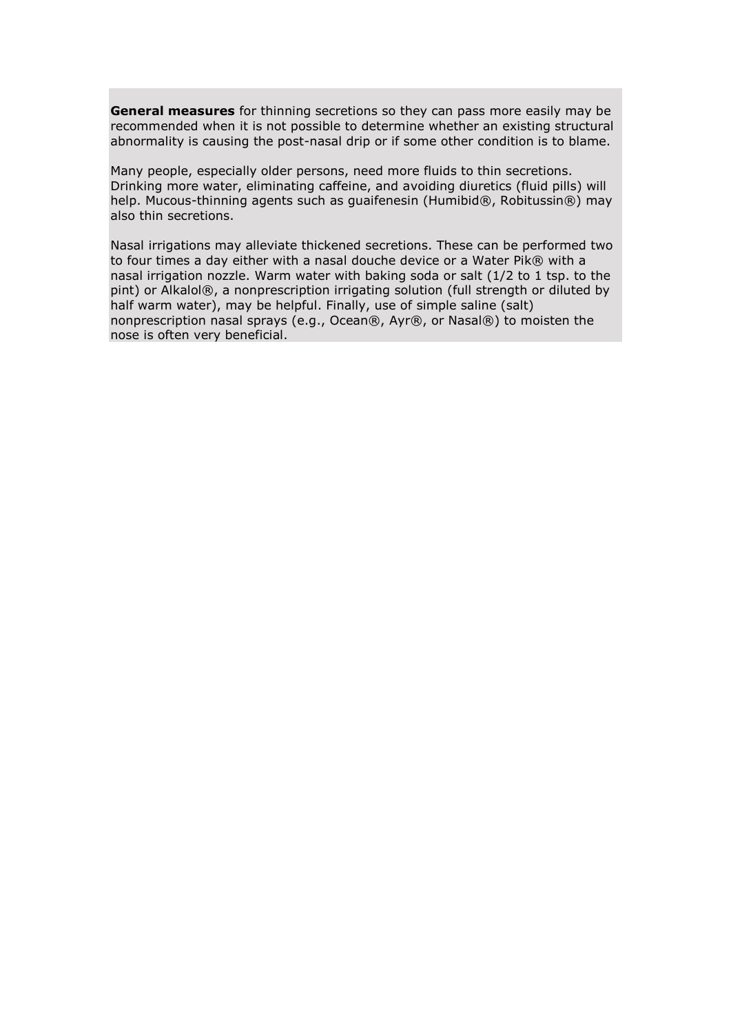**General measures** for thinning secretions so they can pass more easily may be recommended when it is not possible to determine whether an existing structural abnormality is causing the post-nasal drip or if some other condition is to blame.

Many people, especially older persons, need more fluids to thin secretions. Drinking more water, eliminating caffeine, and avoiding diuretics (fluid pills) will help. Mucous-thinning agents such as guaifenesin (Humibid®, Robitussin®) may also thin secretions.

Nasal irrigations may alleviate thickened secretions. These can be performed two to four times a day either with a nasal douche device or a Water Pik® with a nasal irrigation nozzle. Warm water with baking soda or salt (1/2 to 1 tsp. to the pint) or Alkalol®, a nonprescription irrigating solution (full strength or diluted by half warm water), may be helpful. Finally, use of simple saline (salt) nonprescription nasal sprays (e.g., Ocean®, Ayr®, or Nasal®) to moisten the nose is often very beneficial.